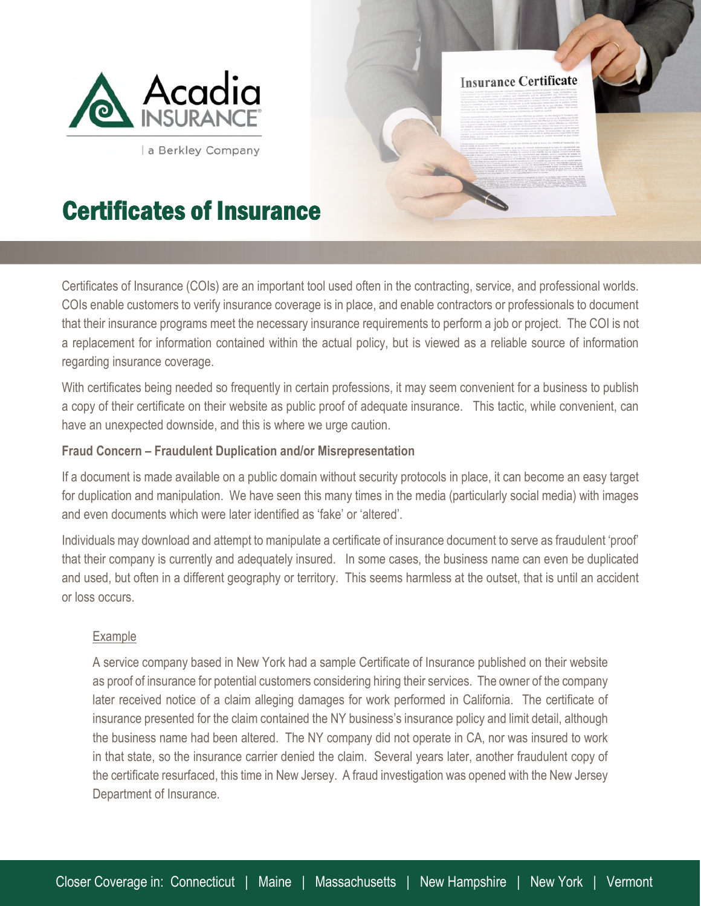Acadia INSURANCE | a Berkley Company

# Certificates of Insurance

Certificates of Insurance (COIs) are an important tool used often in the contracting, service, and professional worlds. COIs enable customers to verify insurance coverage is in place, and enable contractors or professionals to document that their insurance programs meet the necessary insurance requirements to perform a job or project. The COI is not a replacement for information contained within the actual policy, but is viewed as a reliable source of information regarding insurance coverage.

With certificates being needed so frequently in certain professions, it may seem convenient for a business to publish a copy of their certificate on their website as public proof of adequate insurance. This tactic, while convenient, can have an unexpected downside, and this is where we urge caution.

**Fraud Concern – Fraudulent Duplication and/or Misrepresentation**

If a document is made available on a public domain without security protocols in place, it can become an easy target for duplication and manipulation. We have seen this many times in the media (particularly social media) with images and even documents which were later identified as 'fake' or 'altered'.

Individuals may download and attempt to manipulate a certificate of insurance document to serve as fraudulent 'proof' that their company is currently and adequately insured. In some cases, the business name can even be duplicated and used, but often in a different geography or territory. This seems harmless at the outset, that is until an accident or loss occurs.

> Example
>
> A service company based in New York had a sample Certificate of Insurance published on their website as proof of insurance for potential customers considering hiring their services. The owner of the company later received notice of a claim alleging damages for work performed in California. The certificate of insurance presented for the claim contained the NY business's insurance policy and limit detail, although the business name had been altered. The NY company did not operate in CA, nor was insured to work in that state, so the insurance carrier denied the claim. Several years later, another fraudulent copy of the certificate resurfaced, this time in New Jersey. A fraud investigation was opened with the New Jersey Department of Insurance.

Closer Coverage in: Connecticut | Maine | Massachusetts | New Hampshire | New York | Vermont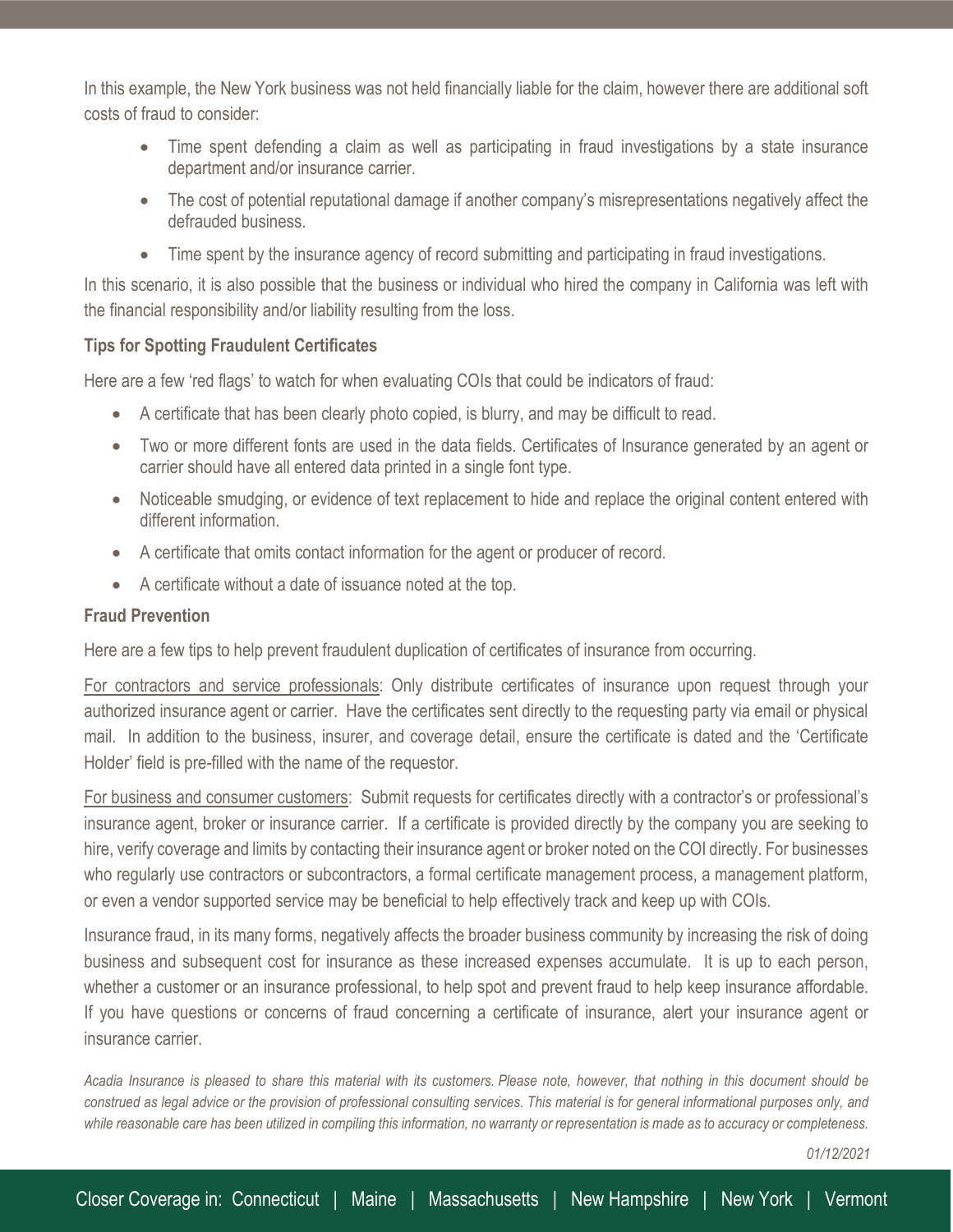In this example, the New York business was not held financially liable for the claim, however there are additional soft costs of fraud to consider:

- Time spent defending a claim as well as participating in fraud investigations by a state insurance department and/or insurance carrier.
- The cost of potential reputational damage if another company's misrepresentations negatively affect the defrauded business.
- Time spent by the insurance agency of record submitting and participating in fraud investigations.

In this scenario, it is also possible that the business or individual who hired the company in California was left with the financial responsibility and/or liability resulting from the loss.

**Tips for Spotting Fraudulent Certificates**

Here are a few 'red flags' to watch for when evaluating COIs that could be indicators of fraud:

- A certificate that has been clearly photo copied, is blurry, and may be difficult to read.
- Two or more different fonts are used in the data fields. Certificates of Insurance generated by an agent or carrier should have all entered data printed in a single font type.
- Noticeable smudging, or evidence of text replacement to hide and replace the original content entered with different information.
- A certificate that omits contact information for the agent or producer of record.
- A certificate without a date of issuance noted at the top.

**Fraud Prevention**

Here are a few tips to help prevent fraudulent duplication of certificates of insurance from occurring.

<u>For contractors and service professionals</u>: Only distribute certificates of insurance upon request through your authorized insurance agent or carrier. Have the certificates sent directly to the requesting party via email or physical mail. In addition to the business, insurer, and coverage detail, ensure the certificate is dated and the 'Certificate Holder' field is pre-filled with the name of the requestor.

<u>For business and consumer customers</u>: Submit requests for certificates directly with a contractor's or professional's insurance agent, broker or insurance carrier. If a certificate is provided directly by the company you are seeking to hire, verify coverage and limits by contacting their insurance agent or broker noted on the COI directly. For businesses who regularly use contractors or subcontractors, a formal certificate management process, a management platform, or even a vendor supported service may be beneficial to help effectively track and keep up with COIs.

Insurance fraud, in its many forms, negatively affects the broader business community by increasing the risk of doing business and subsequent cost for insurance as these increased expenses accumulate. It is up to each person, whether a customer or an insurance professional, to help spot and prevent fraud to help keep insurance affordable. If you have questions or concerns of fraud concerning a certificate of insurance, alert your insurance agent or insurance carrier.

*Acadia Insurance is pleased to share this material with its customers. Please note, however, that nothing in this document should be construed as legal advice or the provision of professional consulting services. This material is for general informational purposes only, and while reasonable care has been utilized in compiling this information, no warranty or representation is made as to accuracy or completeness.*

*01/12/2021*

Closer Coverage in: Connecticut | Maine | Massachusetts | New Hampshire | New York | Vermont